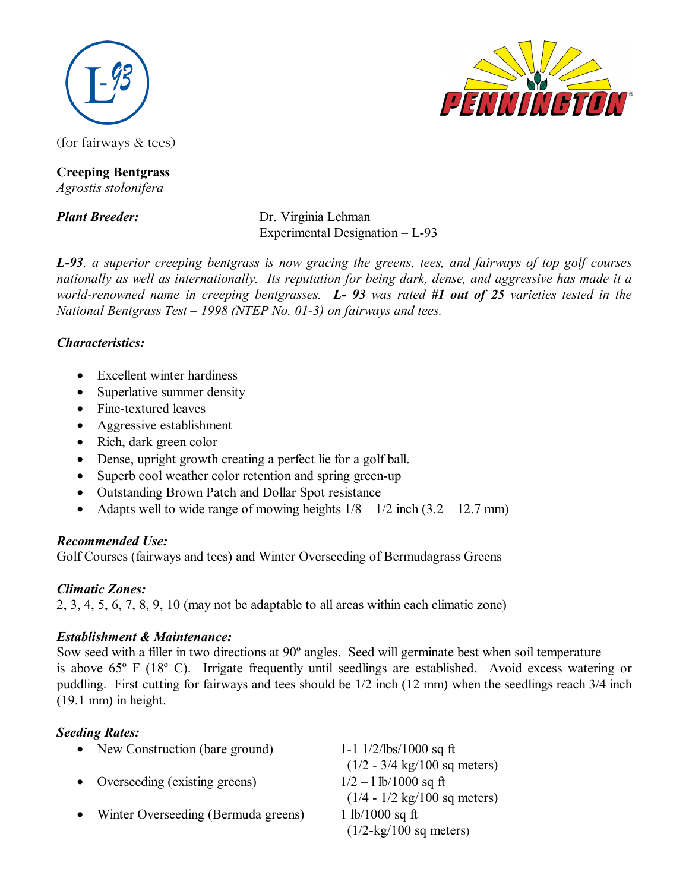L-93

PENNINGTON

(for fairways & tees)

**Creeping Bentgrass**
*Agrostis stolonifera*

***Plant Breeder:*** Dr. Virginia Lehman
Experimental Designation – L-93

***L-93**, a superior creeping bentgrass is now gracing the greens, tees, and fairways of top golf courses nationally as well as internationally. Its reputation for being dark, dense, and aggressive has made it a world-renowned name in creeping bentgrasses. **L- 93** was rated **#1 out of 25** varieties tested in the National Bentgrass Test – 1998 (NTEP No. 01-3) on fairways and tees.*

***Characteristics:***

- Excellent winter hardiness
- Superlative summer density
- Fine-textured leaves
- Aggressive establishment
- Rich, dark green color
- Dense, upright growth creating a perfect lie for a golf ball.
- Superb cool weather color retention and spring green-up
- Outstanding Brown Patch and Dollar Spot resistance
- Adapts well to wide range of mowing heights 1/8 – 1/2 inch (3.2 – 12.7 mm)

***Recommended Use:***
Golf Courses (fairways and tees) and Winter Overseeding of Bermudagrass Greens

***Climatic Zones:***
2, 3, 4, 5, 6, 7, 8, 9, 10 (may not be adaptable to all areas within each climatic zone)

***Establishment & Maintenance:***
Sow seed with a filler in two directions at 90º angles. Seed will germinate best when soil temperature is above 65º F (18º C). Irrigate frequently until seedlings are established. Avoid excess watering or puddling. First cutting for fairways and tees should be 1/2 inch (12 mm) when the seedlings reach 3/4 inch (19.1 mm) in height.

***Seeding Rates:***

- New Construction (bare ground) — 1-1 1/2/lbs/1000 sq ft (1/2 - 3/4 kg/100 sq meters)
- Overseeding (existing greens) — 1/2 – l lb/1000 sq ft (1/4 - 1/2 kg/100 sq meters)
- Winter Overseeding (Bermuda greens) — 1 lb/1000 sq ft (1/2-kg/100 sq meters)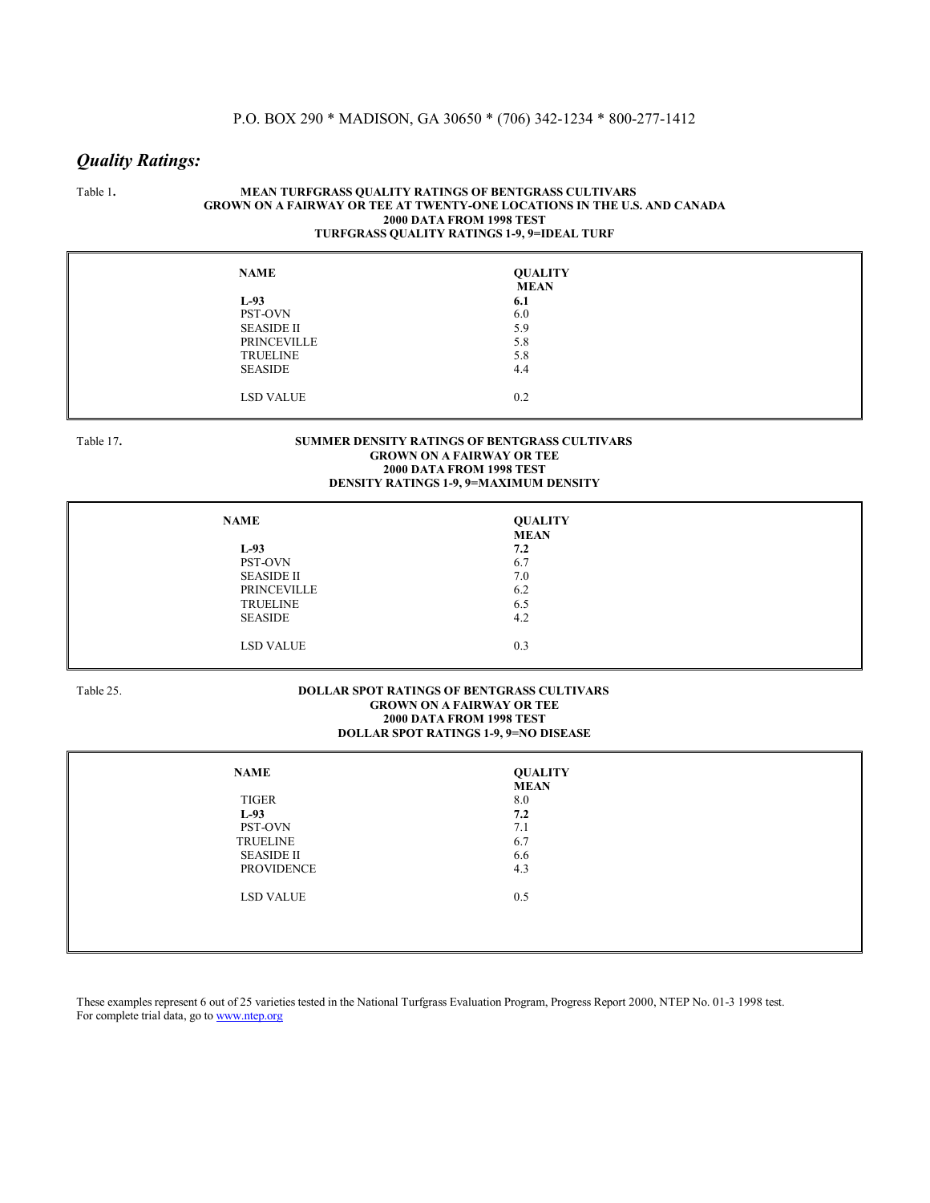P.O. BOX 290 * MADISON, GA 30650 * (706) 342-1234 * 800-277-1412

## *Quality Ratings:*

Table 1. **MEAN TURFGRASS QUALITY RATINGS OF BENTGRASS CULTIVARS GROWN ON A FAIRWAY OR TEE AT TWENTY-ONE LOCATIONS IN THE U.S. AND CANADA 2000 DATA FROM 1998 TEST TURFGRASS QUALITY RATINGS 1-9, 9=IDEAL TURF**

| NAME | QUALITY MEAN |
|---|---|
| **L-93** | **6.1** |
| PST-OVN | 6.0 |
| SEASIDE II | 5.9 |
| PRINCEVILLE | 5.8 |
| TRUELINE | 5.8 |
| SEASIDE | 4.4 |
| LSD VALUE | 0.2 |

Table 17. **SUMMER DENSITY RATINGS OF BENTGRASS CULTIVARS GROWN ON A FAIRWAY OR TEE 2000 DATA FROM 1998 TEST DENSITY RATINGS 1-9, 9=MAXIMUM DENSITY**

| NAME | QUALITY MEAN |
|---|---|
| **L-93** | **7.2** |
| PST-OVN | 6.7 |
| SEASIDE II | 7.0 |
| PRINCEVILLE | 6.2 |
| TRUELINE | 6.5 |
| SEASIDE | 4.2 |
| LSD VALUE | 0.3 |

Table 25. **DOLLAR SPOT RATINGS OF BENTGRASS CULTIVARS GROWN ON A FAIRWAY OR TEE 2000 DATA FROM 1998 TEST DOLLAR SPOT RATINGS 1-9, 9=NO DISEASE**

| NAME | QUALITY MEAN |
|---|---|
| TIGER | 8.0 |
| **L-93** | **7.2** |
| PST-OVN | 7.1 |
| TRUELINE | 6.7 |
| SEASIDE II | 6.6 |
| PROVIDENCE | 4.3 |
| LSD VALUE | 0.5 |

These examples represent 6 out of 25 varieties tested in the National Turfgrass Evaluation Program, Progress Report 2000, NTEP No. 01-3 1998 test. For complete trial data, go to www.ntep.org